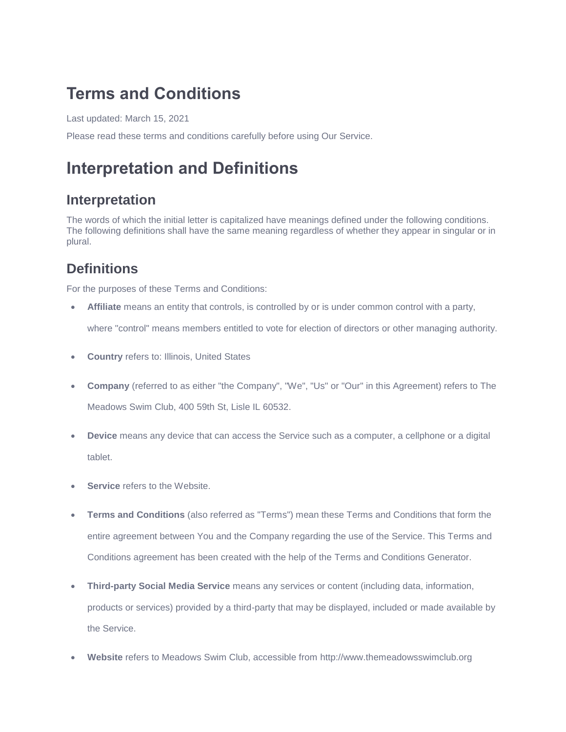# Terms and Conditions

Last updated: March 15, 2021

Please read these terms and conditions carefully before using Our Service.

# Interpretation and Definitions

## Interpretation

The words of which the initial letter is capitalized have meanings defined under the following conditions. The following definitions shall have the same meaning regardless of whether they appear in singular or in plural.

## Definitions

For the purposes of these Terms and Conditions:

- **Affiliate** means an entity that controls, is controlled by or is under common control with a party, where "control" means members entitled to vote for election of directors or other managing authority.
- **Country** refers to: Illinois, United States
- **Company** (referred to as either "the Company", "We", "Us" or "Our" in this Agreement) refers to The Meadows Swim Club, 400 59th St, Lisle IL 60532.
- **Device** means any device that can access the Service such as a computer, a cellphone or a digital tablet.
- **Service** refers to the Website.
- **Terms and Conditions** (also referred as "Terms") mean these Terms and Conditions that form the entire agreement between You and the Company regarding the use of the Service. This Terms and Conditions agreement has been created with the help of the Terms and Conditions Generator.
- **Third-party Social Media Service** means any services or content (including data, information, products or services) provided by a third-party that may be displayed, included or made available by the Service.
- **Website** refers to Meadows Swim Club, accessible from http://www.themeadowsswimclub.org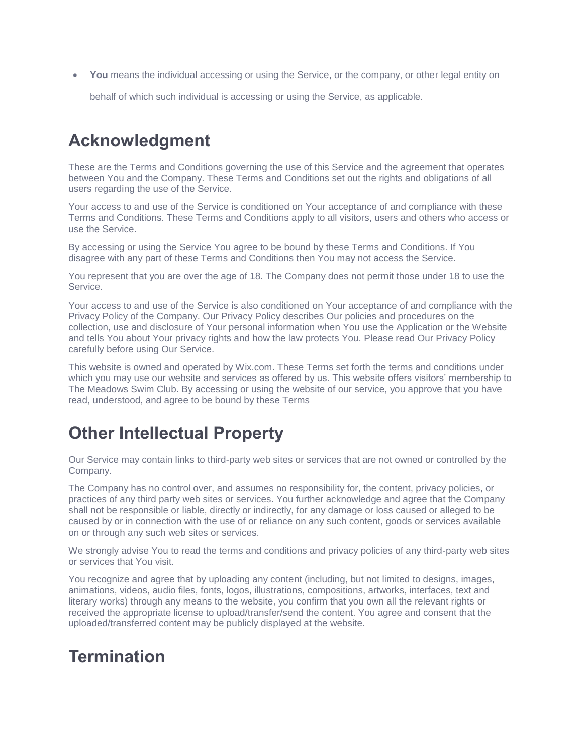- **You** means the individual accessing or using the Service, or the company, or other legal entity on behalf of which such individual is accessing or using the Service, as applicable.

## Acknowledgment

These are the Terms and Conditions governing the use of this Service and the agreement that operates between You and the Company. These Terms and Conditions set out the rights and obligations of all users regarding the use of the Service.

Your access to and use of the Service is conditioned on Your acceptance of and compliance with these Terms and Conditions. These Terms and Conditions apply to all visitors, users and others who access or use the Service.

By accessing or using the Service You agree to be bound by these Terms and Conditions. If You disagree with any part of these Terms and Conditions then You may not access the Service.

You represent that you are over the age of 18. The Company does not permit those under 18 to use the Service.

Your access to and use of the Service is also conditioned on Your acceptance of and compliance with the Privacy Policy of the Company. Our Privacy Policy describes Our policies and procedures on the collection, use and disclosure of Your personal information when You use the Application or the Website and tells You about Your privacy rights and how the law protects You. Please read Our Privacy Policy carefully before using Our Service.

This website is owned and operated by Wix.com. These Terms set forth the terms and conditions under which you may use our website and services as offered by us. This website offers visitors' membership to The Meadows Swim Club. By accessing or using the website of our service, you approve that you have read, understood, and agree to be bound by these Terms

## Other Intellectual Property

Our Service may contain links to third-party web sites or services that are not owned or controlled by the Company.

The Company has no control over, and assumes no responsibility for, the content, privacy policies, or practices of any third party web sites or services. You further acknowledge and agree that the Company shall not be responsible or liable, directly or indirectly, for any damage or loss caused or alleged to be caused by or in connection with the use of or reliance on any such content, goods or services available on or through any such web sites or services.

We strongly advise You to read the terms and conditions and privacy policies of any third-party web sites or services that You visit.

You recognize and agree that by uploading any content (including, but not limited to designs, images, animations, videos, audio files, fonts, logos, illustrations, compositions, artworks, interfaces, text and literary works) through any means to the website, you confirm that you own all the relevant rights or received the appropriate license to upload/transfer/send the content. You agree and consent that the uploaded/transferred content may be publicly displayed at the website.

## Termination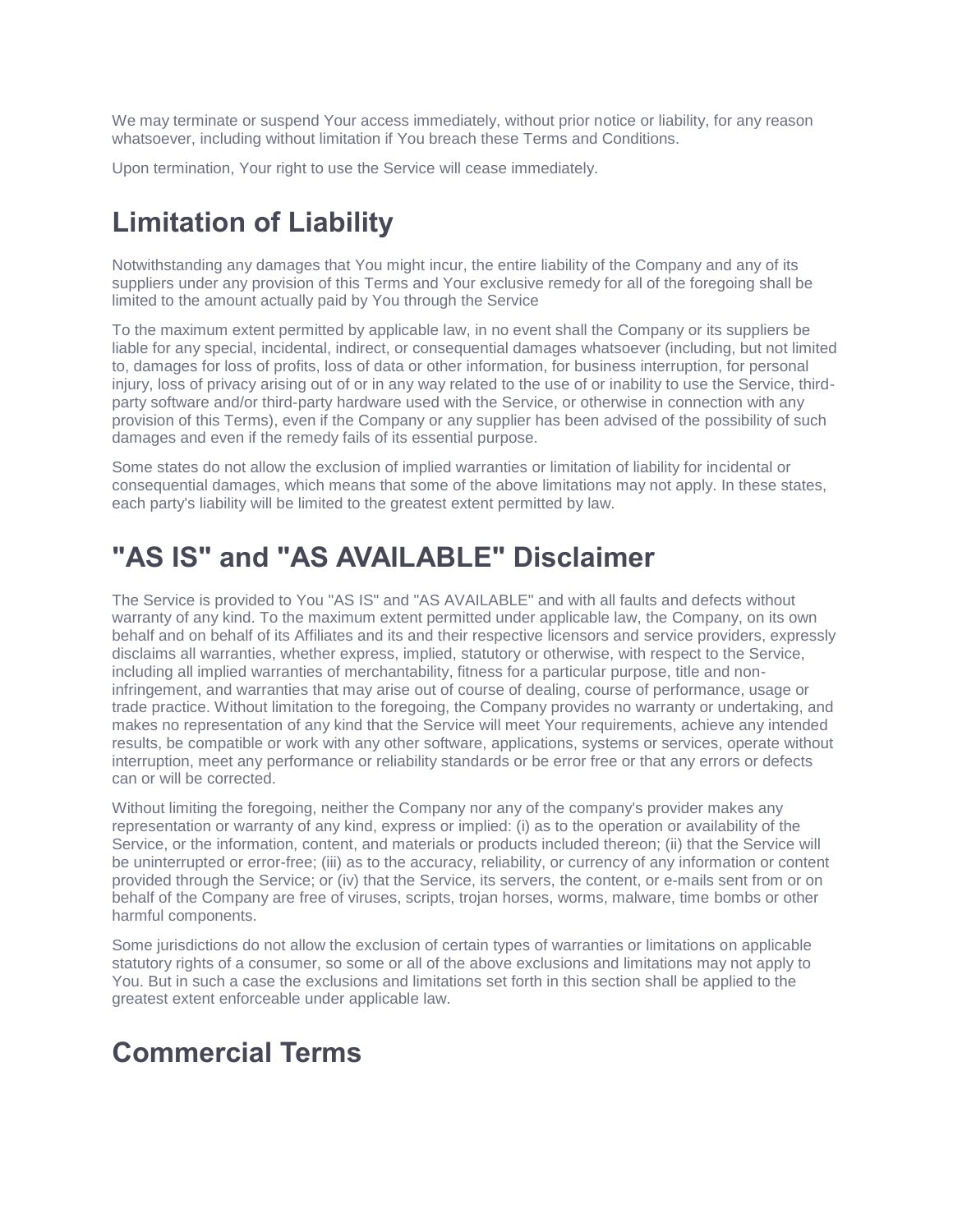We may terminate or suspend Your access immediately, without prior notice or liability, for any reason whatsoever, including without limitation if You breach these Terms and Conditions.

Upon termination, Your right to use the Service will cease immediately.

# Limitation of Liability

Notwithstanding any damages that You might incur, the entire liability of the Company and any of its suppliers under any provision of this Terms and Your exclusive remedy for all of the foregoing shall be limited to the amount actually paid by You through the Service

To the maximum extent permitted by applicable law, in no event shall the Company or its suppliers be liable for any special, incidental, indirect, or consequential damages whatsoever (including, but not limited to, damages for loss of profits, loss of data or other information, for business interruption, for personal injury, loss of privacy arising out of or in any way related to the use of or inability to use the Service, third-party software and/or third-party hardware used with the Service, or otherwise in connection with any provision of this Terms), even if the Company or any supplier has been advised of the possibility of such damages and even if the remedy fails of its essential purpose.

Some states do not allow the exclusion of implied warranties or limitation of liability for incidental or consequential damages, which means that some of the above limitations may not apply. In these states, each party's liability will be limited to the greatest extent permitted by law.

# "AS IS" and "AS AVAILABLE" Disclaimer

The Service is provided to You "AS IS" and "AS AVAILABLE" and with all faults and defects without warranty of any kind. To the maximum extent permitted under applicable law, the Company, on its own behalf and on behalf of its Affiliates and its and their respective licensors and service providers, expressly disclaims all warranties, whether express, implied, statutory or otherwise, with respect to the Service, including all implied warranties of merchantability, fitness for a particular purpose, title and non-infringement, and warranties that may arise out of course of dealing, course of performance, usage or trade practice. Without limitation to the foregoing, the Company provides no warranty or undertaking, and makes no representation of any kind that the Service will meet Your requirements, achieve any intended results, be compatible or work with any other software, applications, systems or services, operate without interruption, meet any performance or reliability standards or be error free or that any errors or defects can or will be corrected.

Without limiting the foregoing, neither the Company nor any of the company's provider makes any representation or warranty of any kind, express or implied: (i) as to the operation or availability of the Service, or the information, content, and materials or products included thereon; (ii) that the Service will be uninterrupted or error-free; (iii) as to the accuracy, reliability, or currency of any information or content provided through the Service; or (iv) that the Service, its servers, the content, or e-mails sent from or on behalf of the Company are free of viruses, scripts, trojan horses, worms, malware, time bombs or other harmful components.

Some jurisdictions do not allow the exclusion of certain types of warranties or limitations on applicable statutory rights of a consumer, so some or all of the above exclusions and limitations may not apply to You. But in such a case the exclusions and limitations set forth in this section shall be applied to the greatest extent enforceable under applicable law.

# Commercial Terms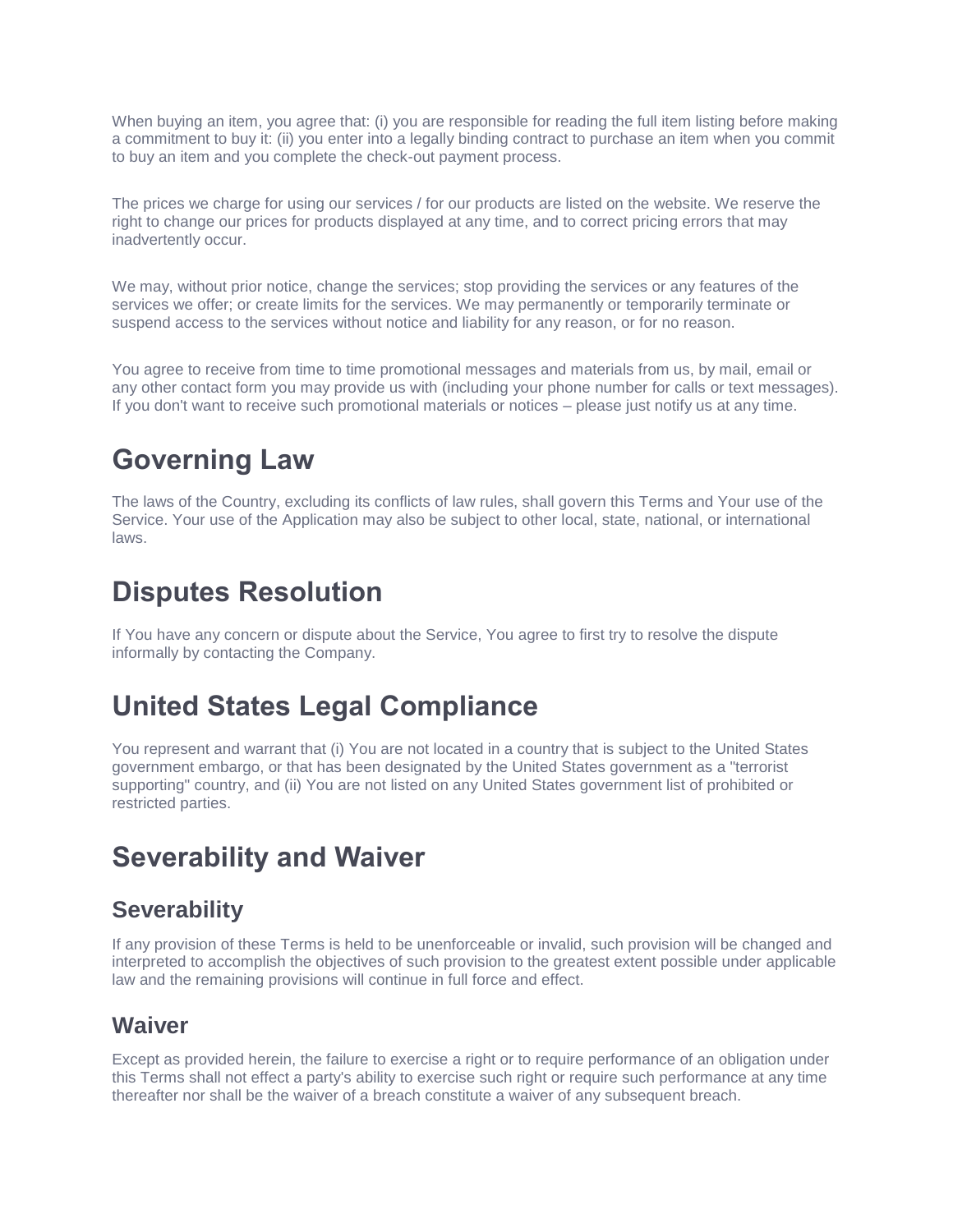When buying an item, you agree that: (i) you are responsible for reading the full item listing before making a commitment to buy it: (ii) you enter into a legally binding contract to purchase an item when you commit to buy an item and you complete the check-out payment process.

The prices we charge for using our services / for our products are listed on the website. We reserve the right to change our prices for products displayed at any time, and to correct pricing errors that may inadvertently occur.

We may, without prior notice, change the services; stop providing the services or any features of the services we offer; or create limits for the services. We may permanently or temporarily terminate or suspend access to the services without notice and liability for any reason, or for no reason.

You agree to receive from time to time promotional messages and materials from us, by mail, email or any other contact form you may provide us with (including your phone number for calls or text messages). If you don't want to receive such promotional materials or notices – please just notify us at any time.

# Governing Law

The laws of the Country, excluding its conflicts of law rules, shall govern this Terms and Your use of the Service. Your use of the Application may also be subject to other local, state, national, or international laws.

# Disputes Resolution

If You have any concern or dispute about the Service, You agree to first try to resolve the dispute informally by contacting the Company.

# United States Legal Compliance

You represent and warrant that (i) You are not located in a country that is subject to the United States government embargo, or that has been designated by the United States government as a "terrorist supporting" country, and (ii) You are not listed on any United States government list of prohibited or restricted parties.

# Severability and Waiver

## Severability

If any provision of these Terms is held to be unenforceable or invalid, such provision will be changed and interpreted to accomplish the objectives of such provision to the greatest extent possible under applicable law and the remaining provisions will continue in full force and effect.

## Waiver

Except as provided herein, the failure to exercise a right or to require performance of an obligation under this Terms shall not effect a party's ability to exercise such right or require such performance at any time thereafter nor shall be the waiver of a breach constitute a waiver of any subsequent breach.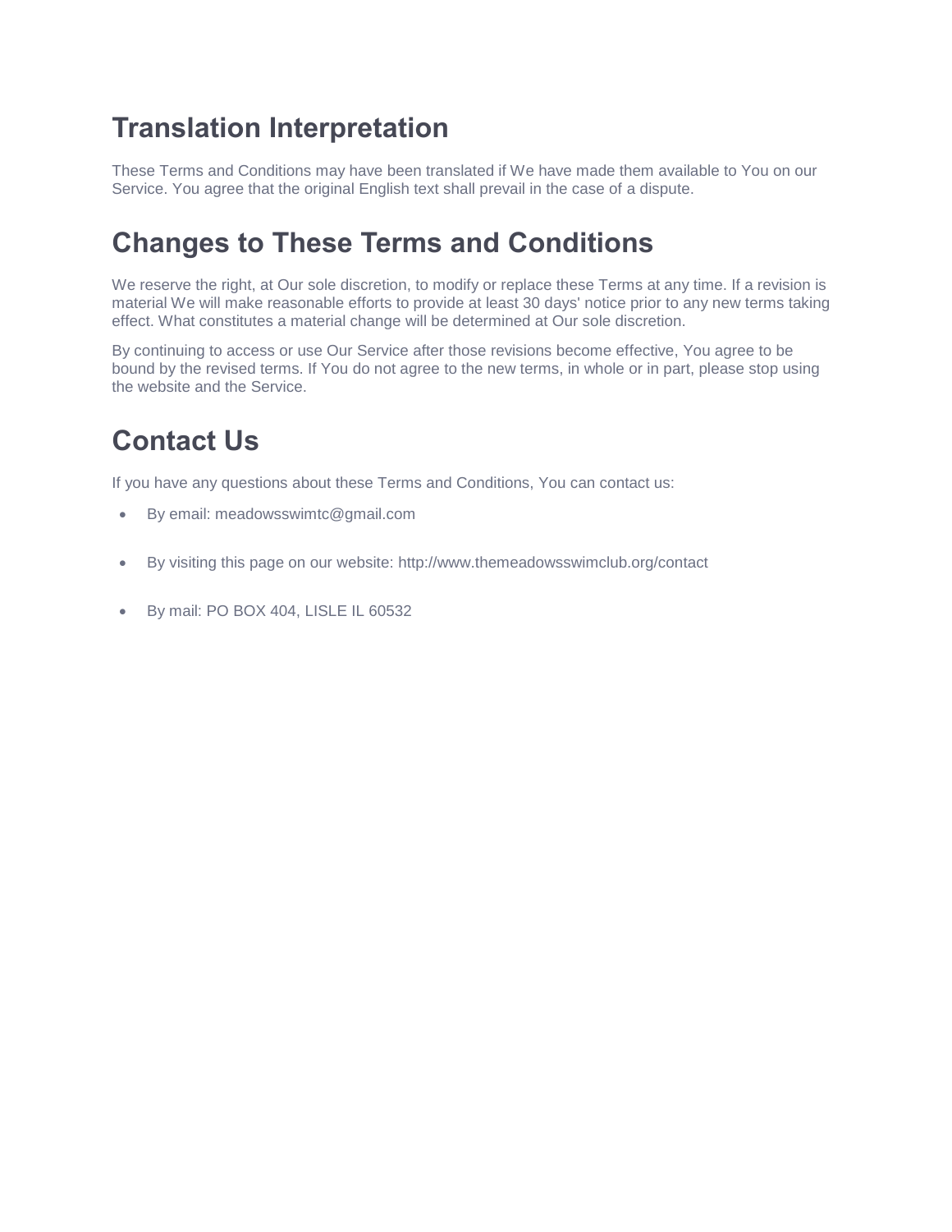## Translation Interpretation

These Terms and Conditions may have been translated if We have made them available to You on our Service. You agree that the original English text shall prevail in the case of a dispute.

## Changes to These Terms and Conditions

We reserve the right, at Our sole discretion, to modify or replace these Terms at any time. If a revision is material We will make reasonable efforts to provide at least 30 days' notice prior to any new terms taking effect. What constitutes a material change will be determined at Our sole discretion.

By continuing to access or use Our Service after those revisions become effective, You agree to be bound by the revised terms. If You do not agree to the new terms, in whole or in part, please stop using the website and the Service.

## Contact Us

If you have any questions about these Terms and Conditions, You can contact us:

- By email: meadowsswimtc@gmail.com
- By visiting this page on our website: http://www.themeadowsswimclub.org/contact
- By mail: PO BOX 404, LISLE IL 60532